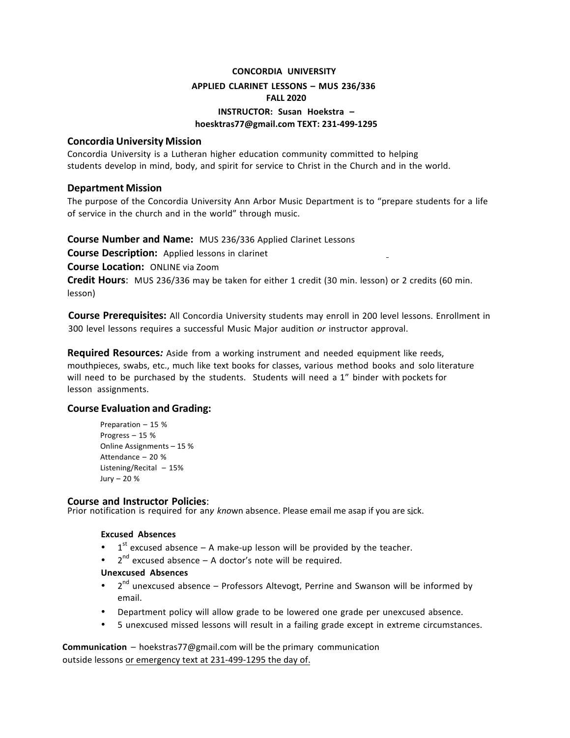**CONCORDIA UNIVERSITY**

**APPLIED CLARINET LESSONS – MUS 236/336**

**FALL 2020**

**INSTRUCTOR: Susan Hoekstra – hoesktras77@gmail.com TEXT: 231-499-1295**

## Concordia University Mission

Concordia University is a Lutheran higher education community committed to helping students develop in mind, body, and spirit for service to Christ in the Church and in the world.

## Department Mission

The purpose of the Concordia University Ann Arbor Music Department is to "prepare students for a life of service in the church and in the world" through music.

**Course Number and Name:** MUS 236/336 Applied Clarinet Lessons

**Course Description:** Applied lessons in clarinet

**Course Location:** ONLINE via Zoom

**Credit Hours**: MUS 236/336 may be taken for either 1 credit (30 min. lesson) or 2 credits (60 min. lesson)

**Course Prerequisites:** All Concordia University students may enroll in 200 level lessons. Enrollment in 300 level lessons requires a successful Music Major audition *or* instructor approval.

**Required Resources*:*** Aside from a working instrument and needed equipment like reeds, mouthpieces, swabs, etc., much like text books for classes, various method books and solo literature will need to be purchased by the students. Students will need a 1" binder with pockets for lesson assignments.

## Course Evaluation and Grading:

- Preparation – 15 %
- Progress – 15 %
- Online Assignments – 15 %
- Attendance – 20 %
- Listening/Recital – 15%
- Jury – 20 %

## Course and Instructor Policies:

Prior notification is required for an*y kno*wn absence. Please email me asap if you are sick.

**Excused Absences**

- 1st excused absence – A make-up lesson will be provided by the teacher.
- 2nd excused absence – A doctor's note will be required.

**Unexcused Absences**

- 2nd unexcused absence – Professors Altevogt, Perrine and Swanson will be informed by email.
- Department policy will allow grade to be lowered one grade per unexcused absence.
- 5 unexcused missed lessons will result in a failing grade except in extreme circumstances.

**Communication** – hoekstras77@gmail.com will be the primary communication outside lessons <u>or emergency text at 231-499-1295 the day of.</u>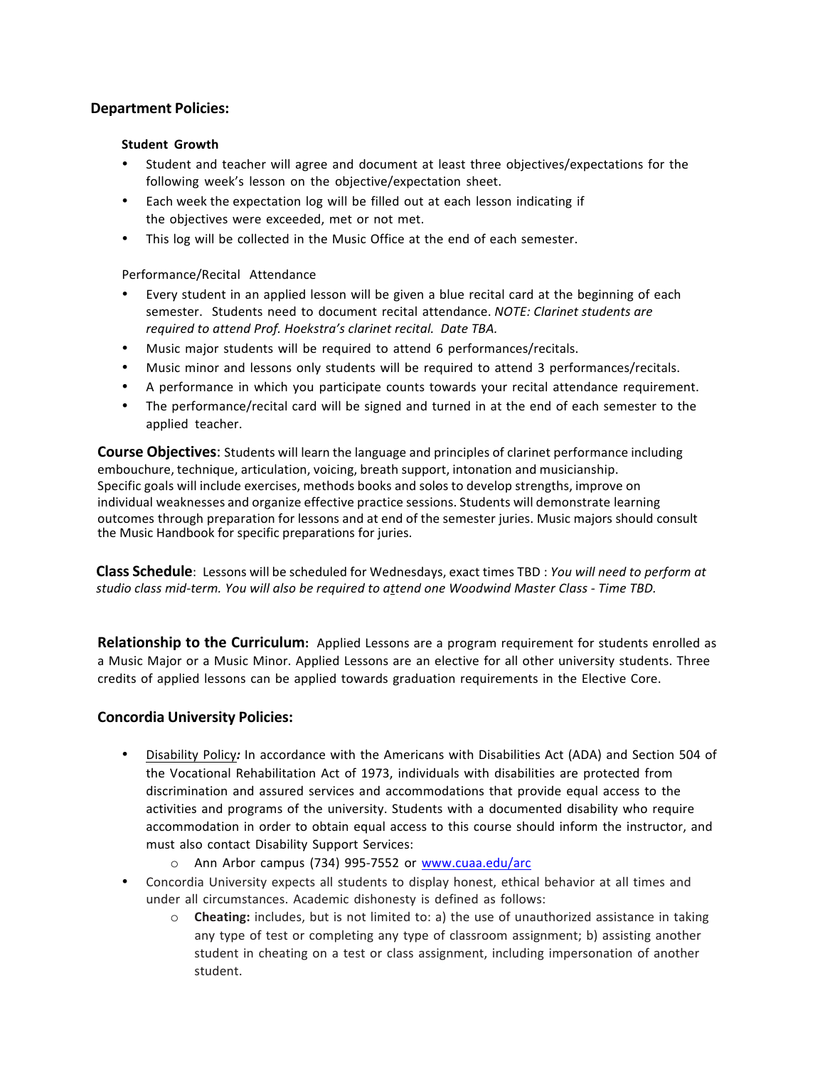## Department Policies:

**Student Growth**

- Student and teacher will agree and document at least three objectives/expectations for the following week's lesson on the objective/expectation sheet.
- Each week the expectation log will be filled out at each lesson indicating if the objectives were exceeded, met or not met.
- This log will be collected in the Music Office at the end of each semester.

Performance/Recital Attendance

- Every student in an applied lesson will be given a blue recital card at the beginning of each semester. Students need to document recital attendance. *NOTE: Clarinet students are required to attend Prof. Hoekstra's clarinet recital. Date TBA.*
- Music major students will be required to attend 6 performances/recitals.
- Music minor and lessons only students will be required to attend 3 performances/recitals.
- A performance in which you participate counts towards your recital attendance requirement.
- The performance/recital card will be signed and turned in at the end of each semester to the applied teacher.

**Course Objectives**: Students will learn the language and principles of clarinet performance including embouchure, technique, articulation, voicing, breath support, intonation and musicianship. Specific goals will include exercises, methods books and solos to develop strengths, improve on individual weaknesses and organize effective practice sessions. Students will demonstrate learning outcomes through preparation for lessons and at end of the semester juries. Music majors should consult the Music Handbook for specific preparations for juries.

**Class Schedule**: Lessons will be scheduled for Wednesdays, exact times TBD : *You will need to perform at studio class mid-term. You will also be required to attend one Woodwind Master Class - Time TBD.*

**Relationship to the Curriculum:** Applied Lessons are a program requirement for students enrolled as a Music Major or a Music Minor. Applied Lessons are an elective for all other university students. Three credits of applied lessons can be applied towards graduation requirements in the Elective Core.

## Concordia University Policies:

- Disability Policy***:*** In accordance with the Americans with Disabilities Act (ADA) and Section 504 of the Vocational Rehabilitation Act of 1973, individuals with disabilities are protected from discrimination and assured services and accommodations that provide equal access to the activities and programs of the university. Students with a documented disability who require accommodation in order to obtain equal access to this course should inform the instructor, and must also contact Disability Support Services:
  - Ann Arbor campus (734) 995-7552 or www.cuaa.edu/arc
- Concordia University expects all students to display honest, ethical behavior at all times and under all circumstances. Academic dishonesty is defined as follows:
  - **Cheating:** includes, but is not limited to: a) the use of unauthorized assistance in taking any type of test or completing any type of classroom assignment; b) assisting another student in cheating on a test or class assignment, including impersonation of another student.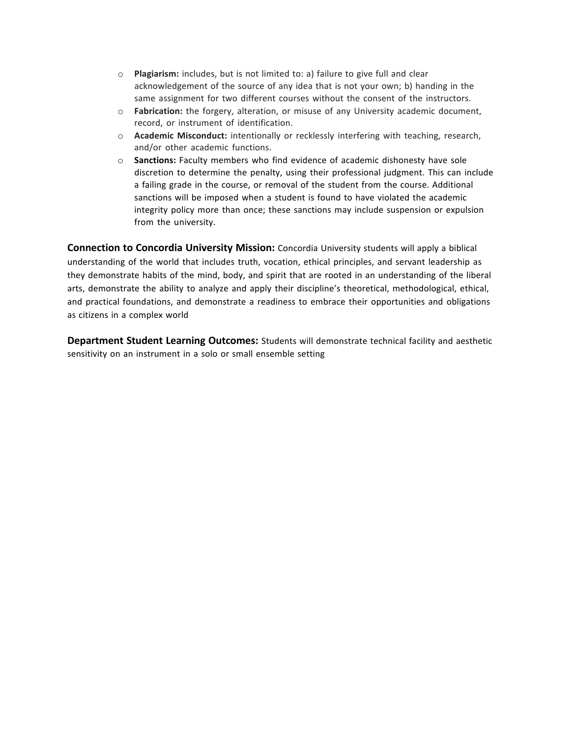- **Plagiarism:** includes, but is not limited to: a) failure to give full and clear acknowledgement of the source of any idea that is not your own; b) handing in the same assignment for two different courses without the consent of the instructors.
- **Fabrication:** the forgery, alteration, or misuse of any University academic document, record, or instrument of identification.
- **Academic Misconduct:** intentionally or recklessly interfering with teaching, research, and/or other academic functions.
- **Sanctions:** Faculty members who find evidence of academic dishonesty have sole discretion to determine the penalty, using their professional judgment. This can include a failing grade in the course, or removal of the student from the course. Additional sanctions will be imposed when a student is found to have violated the academic integrity policy more than once; these sanctions may include suspension or expulsion from the university.

**Connection to Concordia University Mission:** Concordia University students will apply a biblical understanding of the world that includes truth, vocation, ethical principles, and servant leadership as they demonstrate habits of the mind, body, and spirit that are rooted in an understanding of the liberal arts, demonstrate the ability to analyze and apply their discipline's theoretical, methodological, ethical, and practical foundations, and demonstrate a readiness to embrace their opportunities and obligations as citizens in a complex world

**Department Student Learning Outcomes:** Students will demonstrate technical facility and aesthetic sensitivity on an instrument in a solo or small ensemble setting